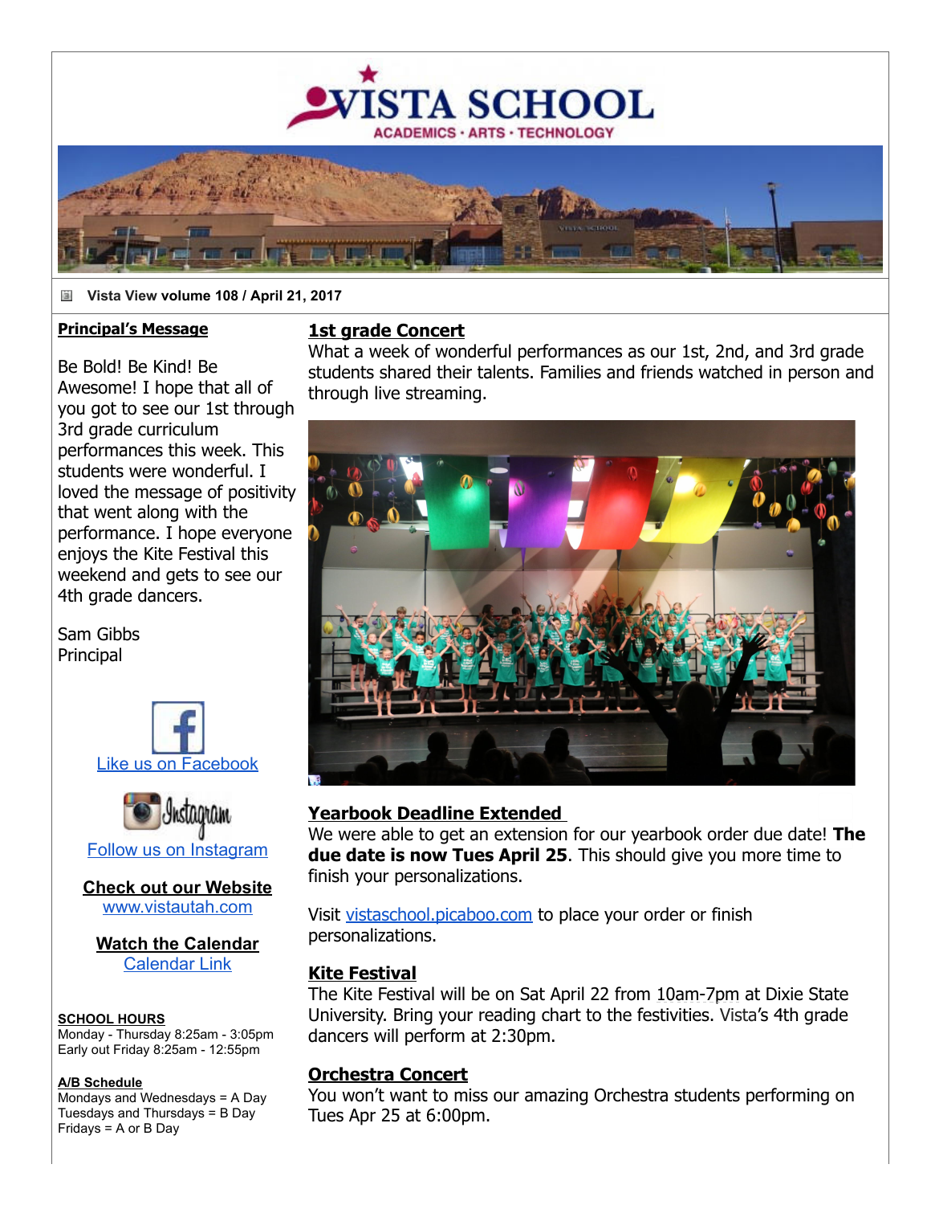# VISTA SCHOOL

ACADEMICS · ARTS · TECHNOLOGY

**Vista View volume 108 / April 21, 2017**

## Principal's Message

Be Bold! Be Kind! Be Awesome! I hope that all of you got to see our 1st through 3rd grade curriculum performances this week. This students were wonderful. I loved the message of positivity that went along with the performance. I hope everyone enjoys the Kite Festival this weekend and gets to see our 4th grade dancers.

Sam Gibbs
Principal

Like us on Facebook

Follow us on Instagram

**Check out our Website**
www.vistautah.com

**Watch the Calendar**
Calendar Link

**SCHOOL HOURS**
Monday - Thursday 8:25am - 3:05pm
Early out Friday 8:25am - 12:55pm

**A/B Schedule**
Mondays and Wednesdays = A Day
Tuesdays and Thursdays = B Day
Fridays = A or B Day

## 1st grade Concert

What a week of wonderful performances as our 1st, 2nd, and 3rd grade students shared their talents. Families and friends watched in person and through live streaming.

## Yearbook Deadline Extended

We were able to get an extension for our yearbook order due date! **The due date is now Tues April 25**. This should give you more time to finish your personalizations.

Visit vistaschool.picaboo.com to place your order or finish personalizations.

## Kite Festival

The Kite Festival will be on Sat April 22 from 10am-7pm at Dixie State University. Bring your reading chart to the festivities. Vista's 4th grade dancers will perform at 2:30pm.

## Orchestra Concert

You won't want to miss our amazing Orchestra students performing on Tues Apr 25 at 6:00pm.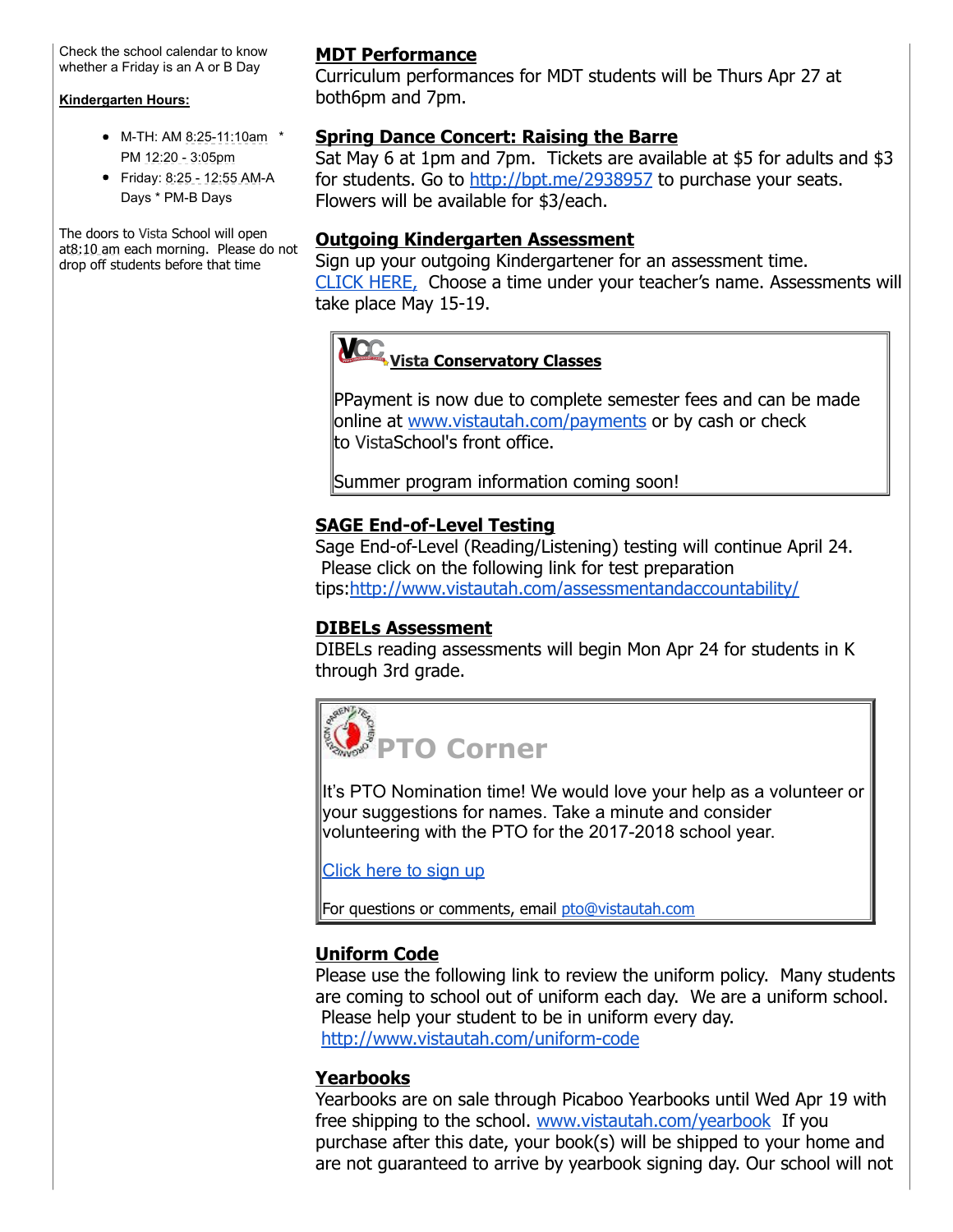Check the school calendar to know whether a Friday is an A or B Day

**Kindergarten Hours:**

- M-TH: AM 8:25-11:10am * PM 12:20 - 3:05pm
- Friday: 8:25 - 12:55 AM-A Days * PM-B Days

The doors to Vista School will open at8:10 am each morning. Please do not drop off students before that time

## MDT Performance

Curriculum performances for MDT students will be Thurs Apr 27 at both6pm and 7pm.

## Spring Dance Concert: Raising the Barre

Sat May 6 at 1pm and 7pm. Tickets are available at $5 for adults and $3 for students. Go to http://bpt.me/2938957 to purchase your seats. Flowers will be available for $3/each.

## Outgoing Kindergarten Assessment

Sign up your outgoing Kindergartener for an assessment time. CLICK HERE, Choose a time under your teacher's name. Assessments will take place May 15-19.

### Vista Conservatory Classes

PPayment is now due to complete semester fees and can be made online at www.vistautah.com/payments or by cash or check to VistaSchool's front office.

Summer program information coming soon!

## SAGE End-of-Level Testing

Sage End-of-Level (Reading/Listening) testing will continue April 24. Please click on the following link for test preparation tips:http://www.vistautah.com/assessmentandaccountability/

## DIBELs Assessment

DIBELs reading assessments will begin Mon Apr 24 for students in K through 3rd grade.

## PTO Corner

It's PTO Nomination time! We would love your help as a volunteer or your suggestions for names. Take a minute and consider volunteering with the PTO for the 2017-2018 school year.

Click here to sign up

For questions or comments, email pto@vistautah.com

## Uniform Code

Please use the following link to review the uniform policy. Many students are coming to school out of uniform each day. We are a uniform school. Please help your student to be in uniform every day. http://www.vistautah.com/uniform-code

## Yearbooks

Yearbooks are on sale through Picaboo Yearbooks until Wed Apr 19 with free shipping to the school. www.vistautah.com/yearbook If you purchase after this date, your book(s) will be shipped to your home and are not guaranteed to arrive by yearbook signing day. Our school will not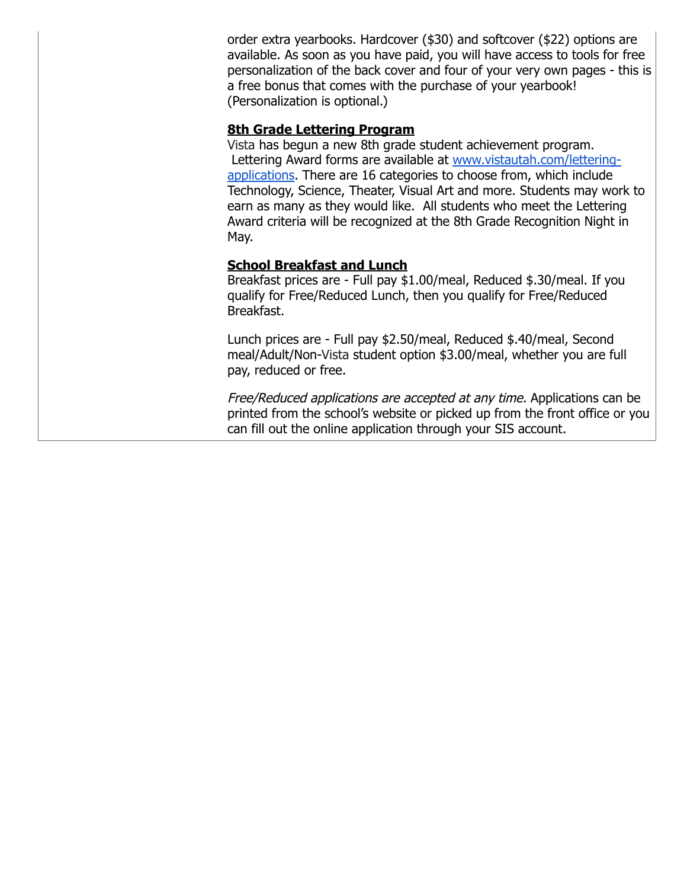order extra yearbooks. Hardcover ($30) and softcover ($22) options are available. As soon as you have paid, you will have access to tools for free personalization of the back cover and four of your very own pages - this is a free bonus that comes with the purchase of your yearbook! (Personalization is optional.)

**8th Grade Lettering Program**

Vista has begun a new 8th grade student achievement program. Lettering Award forms are available at [www.vistautah.com/lettering-applications](http://www.vistautah.com/lettering-applications). There are 16 categories to choose from, which include Technology, Science, Theater, Visual Art and more. Students may work to earn as many as they would like. All students who meet the Lettering Award criteria will be recognized at the 8th Grade Recognition Night in May.

**School Breakfast and Lunch**

Breakfast prices are - Full pay $1.00/meal, Reduced $.30/meal. If you qualify for Free/Reduced Lunch, then you qualify for Free/Reduced Breakfast.

Lunch prices are - Full pay $2.50/meal, Reduced $.40/meal, Second meal/Adult/Non-Vista student option $3.00/meal, whether you are full pay, reduced or free.

*Free/Reduced applications are accepted at any time.* Applications can be printed from the school's website or picked up from the front office or you can fill out the online application through your SIS account.